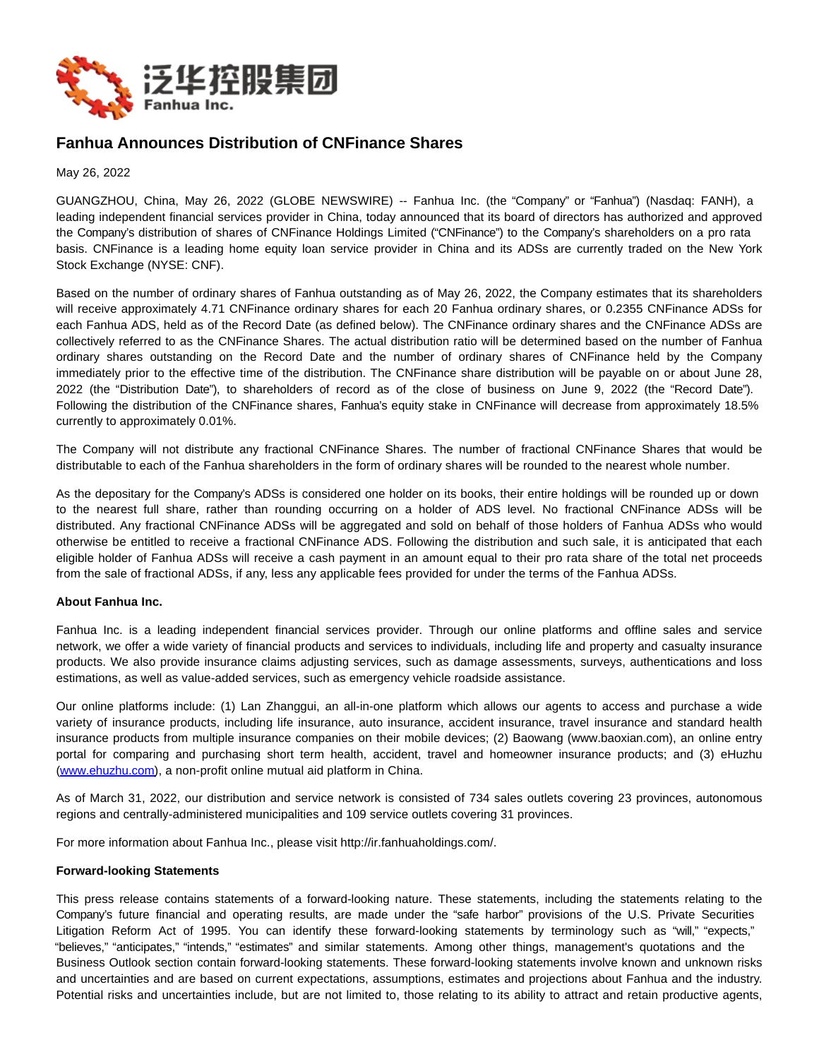泛华控股集团
Fanhua Inc.

# Fanhua Announces Distribution of CNFinance Shares

May 26, 2022

GUANGZHOU, China, May 26, 2022 (GLOBE NEWSWIRE) -- Fanhua Inc. (the "Company" or "Fanhua") (Nasdaq: FANH), a leading independent financial services provider in China, today announced that its board of directors has authorized and approved the Company's distribution of shares of CNFinance Holdings Limited ("CNFinance") to the Company's shareholders on a pro rata basis. CNFinance is a leading home equity loan service provider in China and its ADSs are currently traded on the New York Stock Exchange (NYSE: CNF).

Based on the number of ordinary shares of Fanhua outstanding as of May 26, 2022, the Company estimates that its shareholders will receive approximately 4.71 CNFinance ordinary shares for each 20 Fanhua ordinary shares, or 0.2355 CNFinance ADSs for each Fanhua ADS, held as of the Record Date (as defined below). The CNFinance ordinary shares and the CNFinance ADSs are collectively referred to as the CNFinance Shares. The actual distribution ratio will be determined based on the number of Fanhua ordinary shares outstanding on the Record Date and the number of ordinary shares of CNFinance held by the Company immediately prior to the effective time of the distribution. The CNFinance share distribution will be payable on or about June 28, 2022 (the "Distribution Date"), to shareholders of record as of the close of business on June 9, 2022 (the "Record Date"). Following the distribution of the CNFinance shares, Fanhua's equity stake in CNFinance will decrease from approximately 18.5% currently to approximately 0.01%.

The Company will not distribute any fractional CNFinance Shares. The number of fractional CNFinance Shares that would be distributable to each of the Fanhua shareholders in the form of ordinary shares will be rounded to the nearest whole number.

As the depositary for the Company's ADSs is considered one holder on its books, their entire holdings will be rounded up or down to the nearest full share, rather than rounding occurring on a holder of ADS level. No fractional CNFinance ADSs will be distributed. Any fractional CNFinance ADSs will be aggregated and sold on behalf of those holders of Fanhua ADSs who would otherwise be entitled to receive a fractional CNFinance ADS. Following the distribution and such sale, it is anticipated that each eligible holder of Fanhua ADSs will receive a cash payment in an amount equal to their pro rata share of the total net proceeds from the sale of fractional ADSs, if any, less any applicable fees provided for under the terms of the Fanhua ADSs.

**About Fanhua Inc.**

Fanhua Inc. is a leading independent financial services provider. Through our online platforms and offline sales and service network, we offer a wide variety of financial products and services to individuals, including life and property and casualty insurance products. We also provide insurance claims adjusting services, such as damage assessments, surveys, authentications and loss estimations, as well as value-added services, such as emergency vehicle roadside assistance.

Our online platforms include: (1) Lan Zhanggui, an all-in-one platform which allows our agents to access and purchase a wide variety of insurance products, including life insurance, auto insurance, accident insurance, travel insurance and standard health insurance products from multiple insurance companies on their mobile devices; (2) Baowang (www.baoxian.com), an online entry portal for comparing and purchasing short term health, accident, travel and homeowner insurance products; and (3) eHuzhu (www.ehuzhu.com), a non-profit online mutual aid platform in China.

As of March 31, 2022, our distribution and service network is consisted of 734 sales outlets covering 23 provinces, autonomous regions and centrally-administered municipalities and 109 service outlets covering 31 provinces.

For more information about Fanhua Inc., please visit http://ir.fanhuaholdings.com/.

**Forward-looking Statements**

This press release contains statements of a forward-looking nature. These statements, including the statements relating to the Company's future financial and operating results, are made under the "safe harbor" provisions of the U.S. Private Securities Litigation Reform Act of 1995. You can identify these forward-looking statements by terminology such as "will," "expects," "believes," "anticipates," "intends," "estimates" and similar statements. Among other things, management's quotations and the Business Outlook section contain forward-looking statements. These forward-looking statements involve known and unknown risks and uncertainties and are based on current expectations, assumptions, estimates and projections about Fanhua and the industry. Potential risks and uncertainties include, but are not limited to, those relating to its ability to attract and retain productive agents,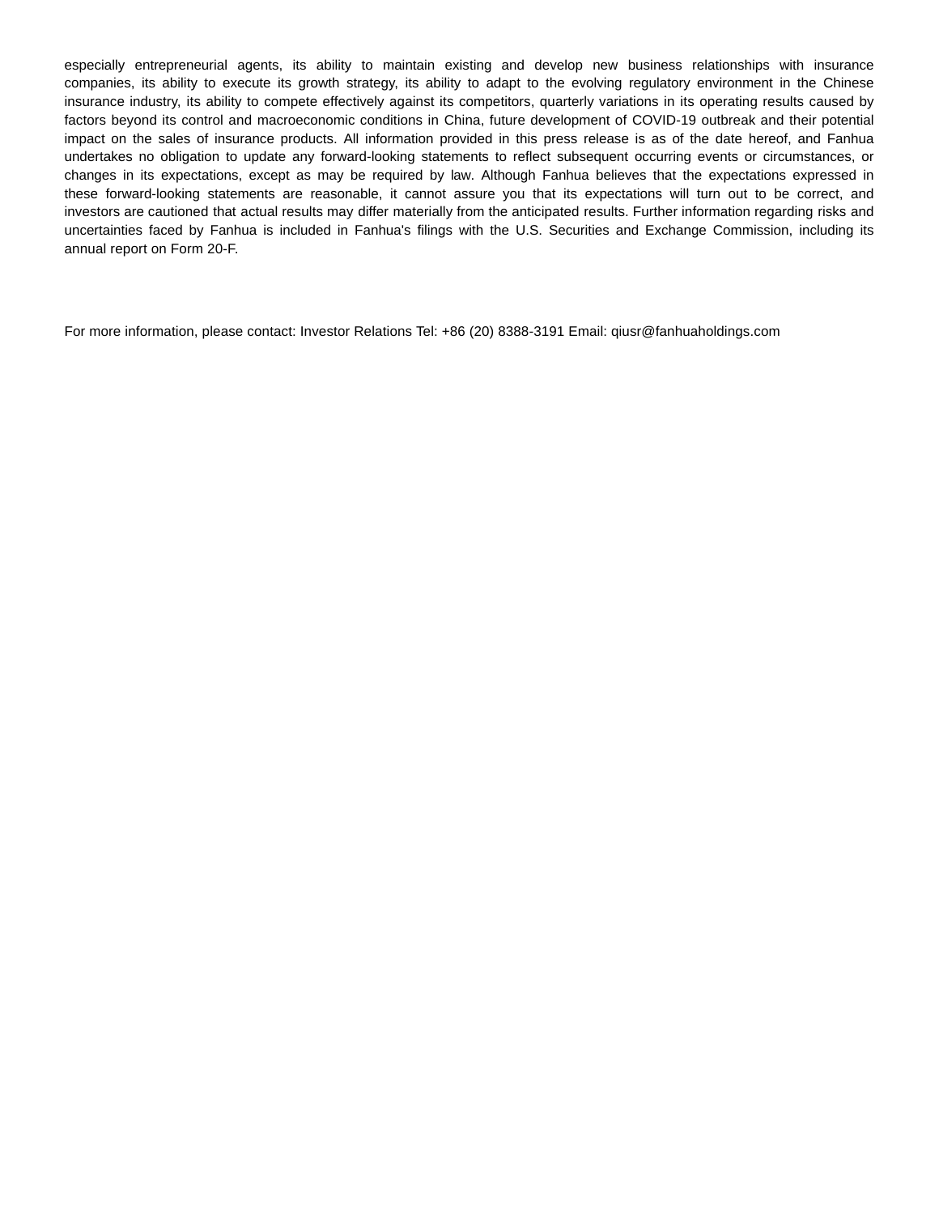especially entrepreneurial agents, its ability to maintain existing and develop new business relationships with insurance companies, its ability to execute its growth strategy, its ability to adapt to the evolving regulatory environment in the Chinese insurance industry, its ability to compete effectively against its competitors, quarterly variations in its operating results caused by factors beyond its control and macroeconomic conditions in China, future development of COVID-19 outbreak and their potential impact on the sales of insurance products. All information provided in this press release is as of the date hereof, and Fanhua undertakes no obligation to update any forward-looking statements to reflect subsequent occurring events or circumstances, or changes in its expectations, except as may be required by law. Although Fanhua believes that the expectations expressed in these forward-looking statements are reasonable, it cannot assure you that its expectations will turn out to be correct, and investors are cautioned that actual results may differ materially from the anticipated results. Further information regarding risks and uncertainties faced by Fanhua is included in Fanhua's filings with the U.S. Securities and Exchange Commission, including its annual report on Form 20-F.

For more information, please contact: Investor Relations Tel: +86 (20) 8388-3191 Email: qiusr@fanhuaholdings.com